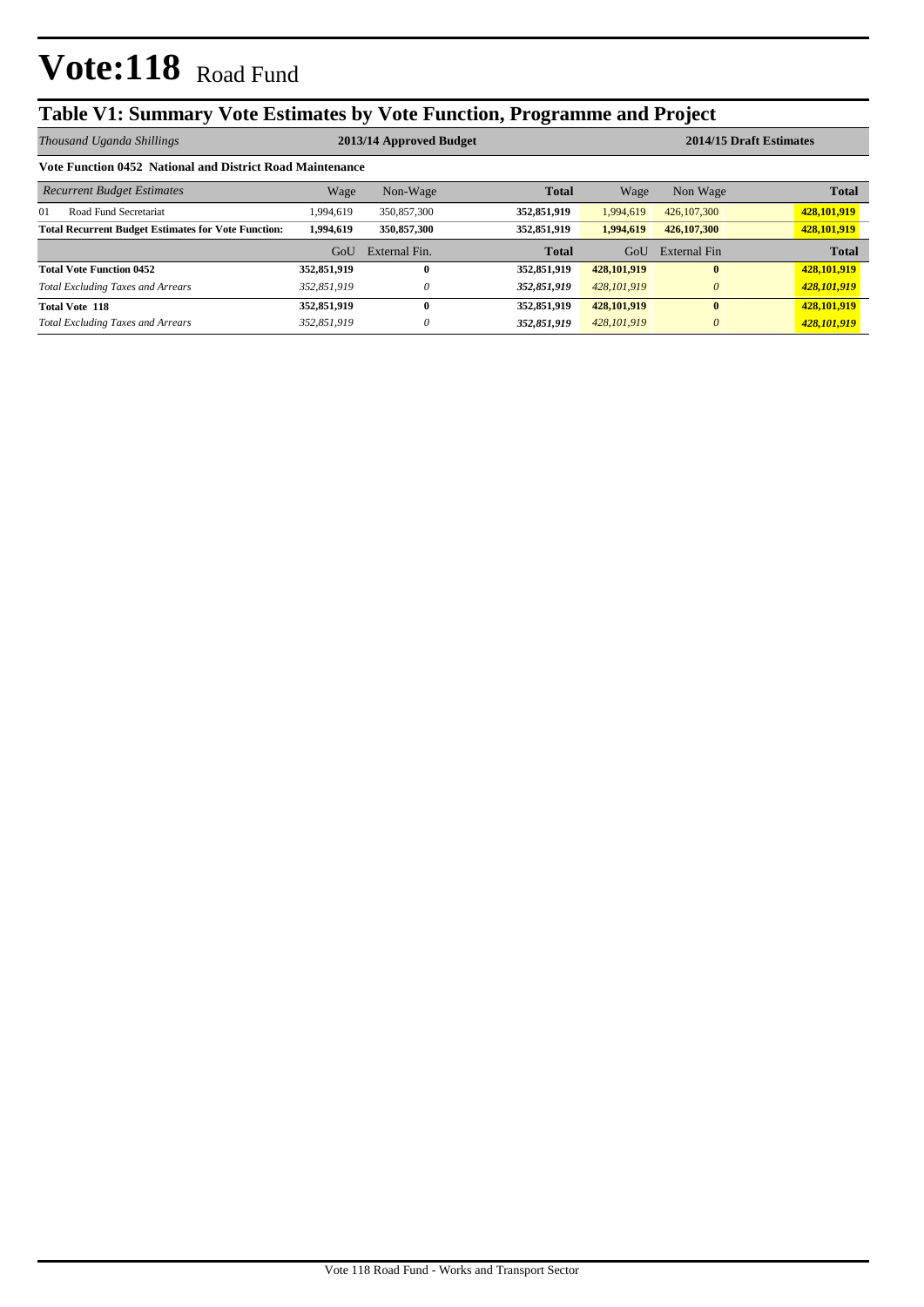# Vote:118 Road Fund

## Table V1: Summary Vote Estimates by Vote Function, Programme and Project

| *Thousand Uganda Shillings* | 2013/14 Approved Budget | | | 2014/15 Draft Estimates | | |
|---|---|---|---|---|---|---|
| **Vote Function 0452 National and District Road Maintenance** | | | | | | |
| *Recurrent Budget Estimates* | Wage | Non-Wage | **Total** | Wage | Non Wage | **Total** |
| 01 Road Fund Secretariat | 1,994,619 | 350,857,300 | **352,851,919** | 1,994,619 | 426,107,300 | **428,101,919** |
| **Total Recurrent Budget Estimates for Vote Function:** | **1,994,619** | **350,857,300** | **352,851,919** | **1,994,619** | **426,107,300** | **428,101,919** |
| | GoU | External Fin. | **Total** | GoU | External Fin | **Total** |
| **Total Vote Function 0452** | **352,851,919** | **0** | **352,851,919** | **428,101,919** | **0** | **428,101,919** |
| *Total Excluding Taxes and Arrears* | *352,851,919* | *0* | ***352,851,919*** | *428,101,919* | *0* | ***428,101,919*** |
| **Total Vote 118** | **352,851,919** | **0** | **352,851,919** | **428,101,919** | **0** | **428,101,919** |
| *Total Excluding Taxes and Arrears* | *352,851,919* | *0* | ***352,851,919*** | *428,101,919* | *0* | ***428,101,919*** |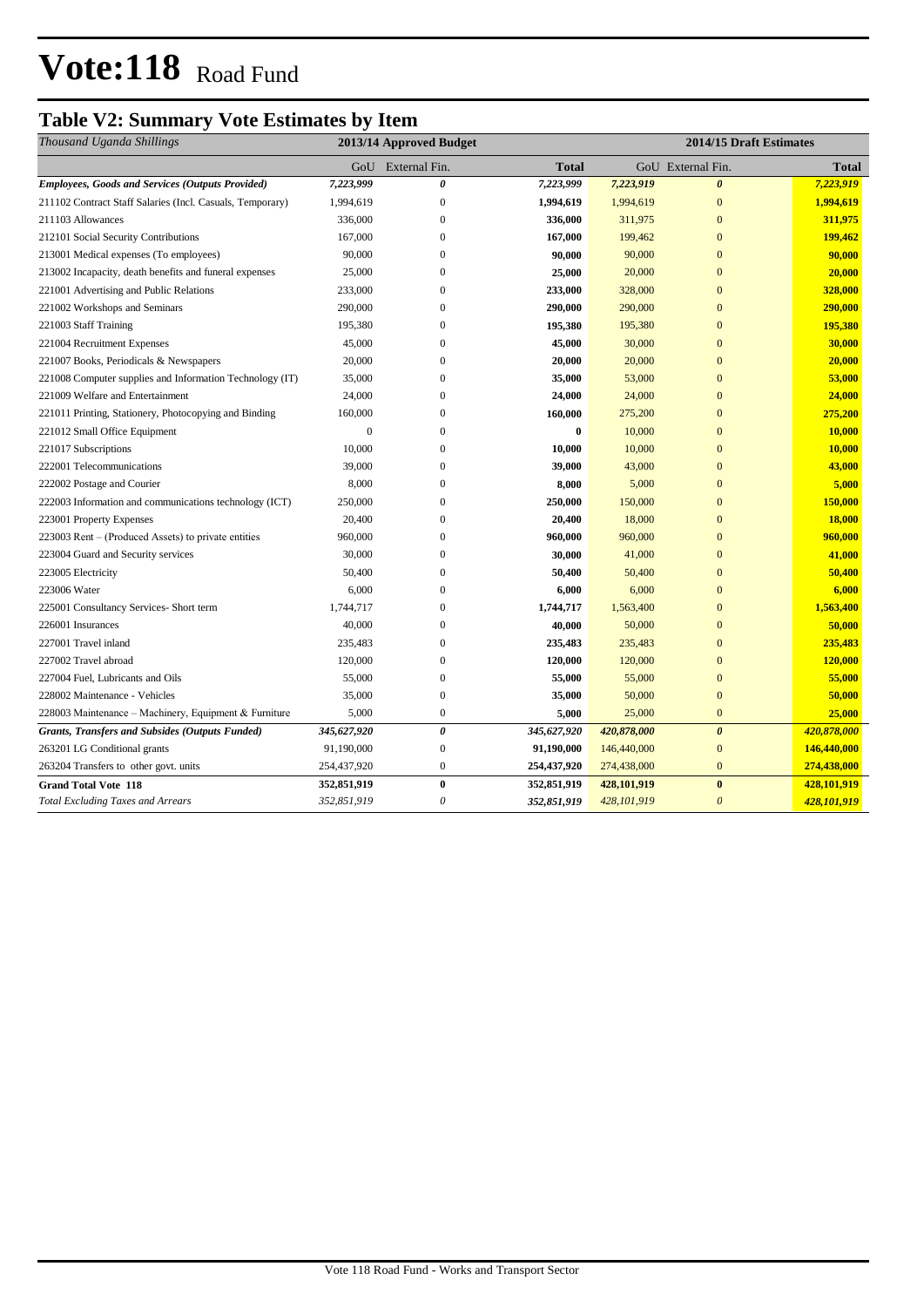# Vote:118 Road Fund

## Table V2: Summary Vote Estimates by Item

| *Thousand Uganda Shillings* | 2013/14 Approved Budget | | | 2014/15 Draft Estimates | | |
|---|---|---|---|---|---|---|
| | GoU | External Fin. | **Total** | GoU | External Fin. | **Total** |
| ***Employees, Goods and Services (Outputs Provided)*** | ***7,223,999*** | ***0*** | ***7,223,999*** | ***7,223,919*** | ***0*** | ***7,223,919*** |
| 211102 Contract Staff Salaries (Incl. Casuals, Temporary) | 1,994,619 | 0 | **1,994,619** | 1,994,619 | 0 | **1,994,619** |
| 211103 Allowances | 336,000 | 0 | **336,000** | 311,975 | 0 | **311,975** |
| 212101 Social Security Contributions | 167,000 | 0 | **167,000** | 199,462 | 0 | **199,462** |
| 213001 Medical expenses (To employees) | 90,000 | 0 | **90,000** | 90,000 | 0 | **90,000** |
| 213002 Incapacity, death benefits and funeral expenses | 25,000 | 0 | **25,000** | 20,000 | 0 | **20,000** |
| 221001 Advertising and Public Relations | 233,000 | 0 | **233,000** | 328,000 | 0 | **328,000** |
| 221002 Workshops and Seminars | 290,000 | 0 | **290,000** | 290,000 | 0 | **290,000** |
| 221003 Staff Training | 195,380 | 0 | **195,380** | 195,380 | 0 | **195,380** |
| 221004 Recruitment Expenses | 45,000 | 0 | **45,000** | 30,000 | 0 | **30,000** |
| 221007 Books, Periodicals & Newspapers | 20,000 | 0 | **20,000** | 20,000 | 0 | **20,000** |
| 221008 Computer supplies and Information Technology (IT) | 35,000 | 0 | **35,000** | 53,000 | 0 | **53,000** |
| 221009 Welfare and Entertainment | 24,000 | 0 | **24,000** | 24,000 | 0 | **24,000** |
| 221011 Printing, Stationery, Photocopying and Binding | 160,000 | 0 | **160,000** | 275,200 | 0 | **275,200** |
| 221012 Small Office Equipment | 0 | 0 | **0** | 10,000 | 0 | **10,000** |
| 221017 Subscriptions | 10,000 | 0 | **10,000** | 10,000 | 0 | **10,000** |
| 222001 Telecommunications | 39,000 | 0 | **39,000** | 43,000 | 0 | **43,000** |
| 222002 Postage and Courier | 8,000 | 0 | **8,000** | 5,000 | 0 | **5,000** |
| 222003 Information and communications technology (ICT) | 250,000 | 0 | **250,000** | 150,000 | 0 | **150,000** |
| 223001 Property Expenses | 20,400 | 0 | **20,400** | 18,000 | 0 | **18,000** |
| 223003 Rent – (Produced Assets) to private entities | 960,000 | 0 | **960,000** | 960,000 | 0 | **960,000** |
| 223004 Guard and Security services | 30,000 | 0 | **30,000** | 41,000 | 0 | **41,000** |
| 223005 Electricity | 50,400 | 0 | **50,400** | 50,400 | 0 | **50,400** |
| 223006 Water | 6,000 | 0 | **6,000** | 6,000 | 0 | **6,000** |
| 225001 Consultancy Services- Short term | 1,744,717 | 0 | **1,744,717** | 1,563,400 | 0 | **1,563,400** |
| 226001 Insurances | 40,000 | 0 | **40,000** | 50,000 | 0 | **50,000** |
| 227001 Travel inland | 235,483 | 0 | **235,483** | 235,483 | 0 | **235,483** |
| 227002 Travel abroad | 120,000 | 0 | **120,000** | 120,000 | 0 | **120,000** |
| 227004 Fuel, Lubricants and Oils | 55,000 | 0 | **55,000** | 55,000 | 0 | **55,000** |
| 228002 Maintenance - Vehicles | 35,000 | 0 | **35,000** | 50,000 | 0 | **50,000** |
| 228003 Maintenance – Machinery, Equipment & Furniture | 5,000 | 0 | **5,000** | 25,000 | 0 | **25,000** |
| ***Grants, Transfers and Subsides (Outputs Funded)*** | ***345,627,920*** | ***0*** | ***345,627,920*** | ***420,878,000*** | ***0*** | ***420,878,000*** |
| 263201 LG Conditional grants | 91,190,000 | 0 | **91,190,000** | 146,440,000 | 0 | **146,440,000** |
| 263204 Transfers to other govt. units | 254,437,920 | 0 | **254,437,920** | 274,438,000 | 0 | **274,438,000** |
| **Grand Total Vote 118** | **352,851,919** | **0** | **352,851,919** | **428,101,919** | **0** | **428,101,919** |
| *Total Excluding Taxes and Arrears* | *352,851,919* | *0* | ***352,851,919*** | *428,101,919* | *0* | ***428,101,919*** |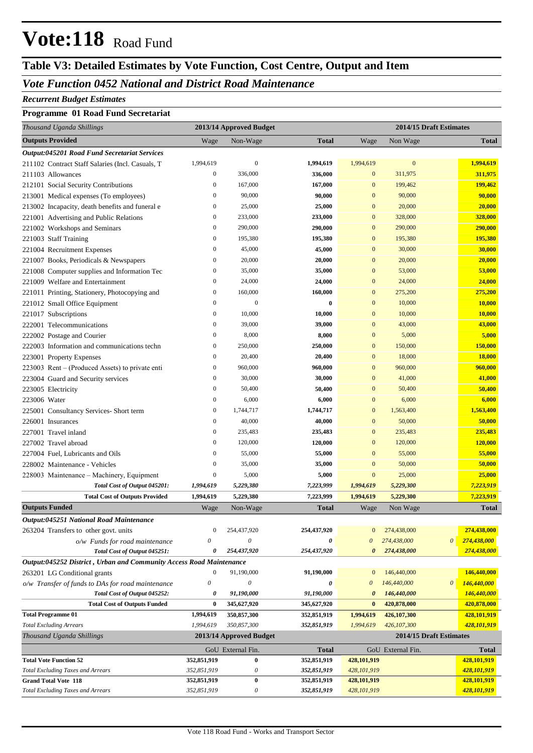# Vote:118 Road Fund

## Table V3: Detailed Estimates by Vote Function, Cost Centre, Output and Item

### *Vote Function 0452 National and District Road Maintenance*

***Recurrent Budget Estimates***

**Programme 01 Road Fund Secretariat**

| *Thousand Uganda Shillings* | 2013/14 Approved Budget | | | 2014/15 Draft Estimates | | |
|---|---|---|---|---|---|---|
| **Outputs Provided** | Wage | Non-Wage | **Total** | Wage | Non Wage | **Total** |
| ***Output:045201 Road Fund Secretariat Services*** | | | | | | |
| 211102 Contract Staff Salaries (Incl. Casuals, T | 1,994,619 | 0 | **1,994,619** | 1,994,619 | 0 | **1,994,619** |
| 211103 Allowances | 0 | 336,000 | **336,000** | 0 | 311,975 | **311,975** |
| 212101 Social Security Contributions | 0 | 167,000 | **167,000** | 0 | 199,462 | **199,462** |
| 213001 Medical expenses (To employees) | 0 | 90,000 | **90,000** | 0 | 90,000 | **90,000** |
| 213002 Incapacity, death benefits and funeral e | 0 | 25,000 | **25,000** | 0 | 20,000 | **20,000** |
| 221001 Advertising and Public Relations | 0 | 233,000 | **233,000** | 0 | 328,000 | **328,000** |
| 221002 Workshops and Seminars | 0 | 290,000 | **290,000** | 0 | 290,000 | **290,000** |
| 221003 Staff Training | 0 | 195,380 | **195,380** | 0 | 195,380 | **195,380** |
| 221004 Recruitment Expenses | 0 | 45,000 | **45,000** | 0 | 30,000 | **30,000** |
| 221007 Books, Periodicals & Newspapers | 0 | 20,000 | **20,000** | 0 | 20,000 | **20,000** |
| 221008 Computer supplies and Information Tec | 0 | 35,000 | **35,000** | 0 | 53,000 | **53,000** |
| 221009 Welfare and Entertainment | 0 | 24,000 | **24,000** | 0 | 24,000 | **24,000** |
| 221011 Printing, Stationery, Photocopying and | 0 | 160,000 | **160,000** | 0 | 275,200 | **275,200** |
| 221012 Small Office Equipment | 0 | 0 | **0** | 0 | 10,000 | **10,000** |
| 221017 Subscriptions | 0 | 10,000 | **10,000** | 0 | 10,000 | **10,000** |
| 222001 Telecommunications | 0 | 39,000 | **39,000** | 0 | 43,000 | **43,000** |
| 222002 Postage and Courier | 0 | 8,000 | **8,000** | 0 | 5,000 | **5,000** |
| 222003 Information and communications techn | 0 | 250,000 | **250,000** | 0 | 150,000 | **150,000** |
| 223001 Property Expenses | 0 | 20,400 | **20,400** | 0 | 18,000 | **18,000** |
| 223003 Rent – (Produced Assets) to private enti | 0 | 960,000 | **960,000** | 0 | 960,000 | **960,000** |
| 223004 Guard and Security services | 0 | 30,000 | **30,000** | 0 | 41,000 | **41,000** |
| 223005 Electricity | 0 | 50,400 | **50,400** | 0 | 50,400 | **50,400** |
| 223006 Water | 0 | 6,000 | **6,000** | 0 | 6,000 | **6,000** |
| 225001 Consultancy Services- Short term | 0 | 1,744,717 | **1,744,717** | 0 | 1,563,400 | **1,563,400** |
| 226001 Insurances | 0 | 40,000 | **40,000** | 0 | 50,000 | **50,000** |
| 227001 Travel inland | 0 | 235,483 | **235,483** | 0 | 235,483 | **235,483** |
| 227002 Travel abroad | 0 | 120,000 | **120,000** | 0 | 120,000 | **120,000** |
| 227004 Fuel, Lubricants and Oils | 0 | 55,000 | **55,000** | 0 | 55,000 | **55,000** |
| 228002 Maintenance - Vehicles | 0 | 35,000 | **35,000** | 0 | 50,000 | **50,000** |
| 228003 Maintenance – Machinery, Equipment | 0 | 5,000 | **5,000** | 0 | 25,000 | **25,000** |
| ***Total Cost of Output 045201:*** | ***1,994,619*** | ***5,229,380*** | ***7,223,999*** | ***1,994,619*** | ***5,229,300*** | ***7,223,919*** |
| **Total Cost of Outputs Provided** | **1,994,619** | **5,229,380** | **7,223,999** | **1,994,619** | **5,229,300** | **7,223,919** |
| **Outputs Funded** | Wage | Non-Wage | **Total** | Wage | Non Wage | **Total** |
| ***Output:045251 National Road Maintenance*** | | | | | | |
| 263204 Transfers to other govt. units | 0 | 254,437,920 | **254,437,920** | 0 | 274,438,000 | **274,438,000** |
| *o/w Funds for road maintenance* | *0* | *0* | ***0*** | *0* | *274,438,000* *0* | ***274,438,000*** |
| ***Total Cost of Output 045251:*** | ***0*** | ***254,437,920*** | ***254,437,920*** | ***0*** | ***274,438,000*** | ***274,438,000*** |
| ***Output:045252 District , Urban and Community Access Road Maintenance*** | | | | | | |
| 263201 LG Conditional grants | 0 | 91,190,000 | **91,190,000** | 0 | 146,440,000 | **146,440,000** |
| *o/w Transfer of funds to DAs for road maintenance* | *0* | *0* | ***0*** | *0* | *146,440,000* *0* | ***146,440,000*** |
| ***Total Cost of Output 045252:*** | ***0*** | ***91,190,000*** | ***91,190,000*** | ***0*** | ***146,440,000*** | ***146,440,000*** |
| **Total Cost of Outputs Funded** | **0** | **345,627,920** | **345,627,920** | **0** | **420,878,000** | **420,878,000** |
| **Total Programme 01** | **1,994,619** | **350,857,300** | **352,851,919** | **1,994,619** | **426,107,300** | **428,101,919** |
| *Total Excluding Arrears* | *1,994,619* | *350,857,300* | ***352,851,919*** | *1,994,619* | *426,107,300* | ***428,101,919*** |

| *Thousand Uganda Shillings* | 2013/14 Approved Budget | | | 2014/15 Draft Estimates | | |
|---|---|---|---|---|---|---|
| | GoU | External Fin. | **Total** | GoU | External Fin. | **Total** |
| **Total Vote Function 52** | **352,851,919** | **0** | **352,851,919** | **428,101,919** | | **428,101,919** |
| *Total Excluding Taxes and Arrears* | *352,851,919* | *0* | ***352,851,919*** | *428,101,919* | | ***428,101,919*** |
| **Grand Total Vote 118** | **352,851,919** | **0** | **352,851,919** | **428,101,919** | | **428,101,919** |
| *Total Excluding Taxes and Arrears* | *352,851,919* | *0* | ***352,851,919*** | *428,101,919* | | ***428,101,919*** |